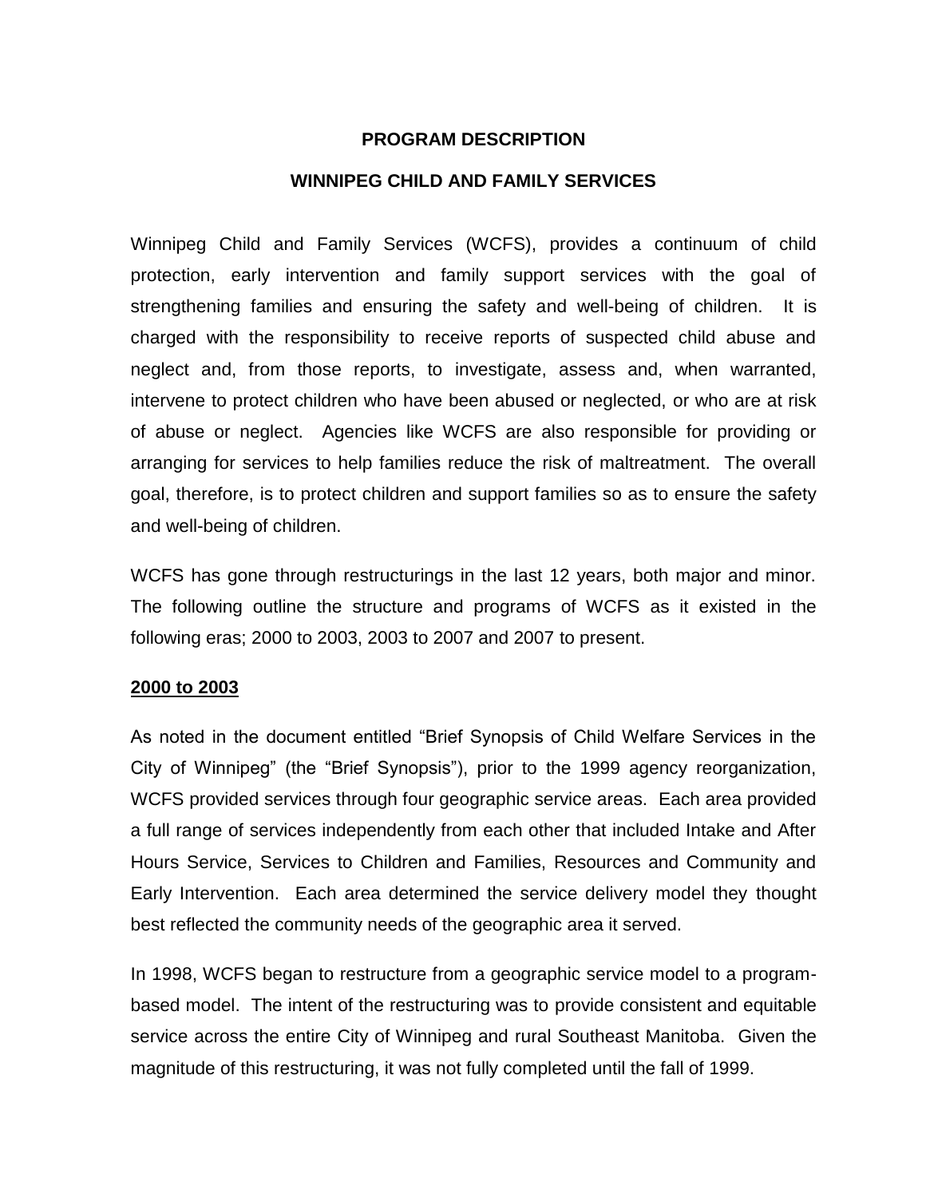# PROGRAM DESCRIPTION

## WINNIPEG CHILD AND FAMILY SERVICES

Winnipeg Child and Family Services (WCFS), provides a continuum of child protection, early intervention and family support services with the goal of strengthening families and ensuring the safety and well-being of children. It is charged with the responsibility to receive reports of suspected child abuse and neglect and, from those reports, to investigate, assess and, when warranted, intervene to protect children who have been abused or neglected, or who are at risk of abuse or neglect. Agencies like WCFS are also responsible for providing or arranging for services to help families reduce the risk of maltreatment. The overall goal, therefore, is to protect children and support families so as to ensure the safety and well-being of children.

WCFS has gone through restructurings in the last 12 years, both major and minor. The following outline the structure and programs of WCFS as it existed in the following eras; 2000 to 2003, 2003 to 2007 and 2007 to present.

### 2000 to 2003

As noted in the document entitled "Brief Synopsis of Child Welfare Services in the City of Winnipeg" (the "Brief Synopsis"), prior to the 1999 agency reorganization, WCFS provided services through four geographic service areas. Each area provided a full range of services independently from each other that included Intake and After Hours Service, Services to Children and Families, Resources and Community and Early Intervention. Each area determined the service delivery model they thought best reflected the community needs of the geographic area it served.

In 1998, WCFS began to restructure from a geographic service model to a program-based model. The intent of the restructuring was to provide consistent and equitable service across the entire City of Winnipeg and rural Southeast Manitoba. Given the magnitude of this restructuring, it was not fully completed until the fall of 1999.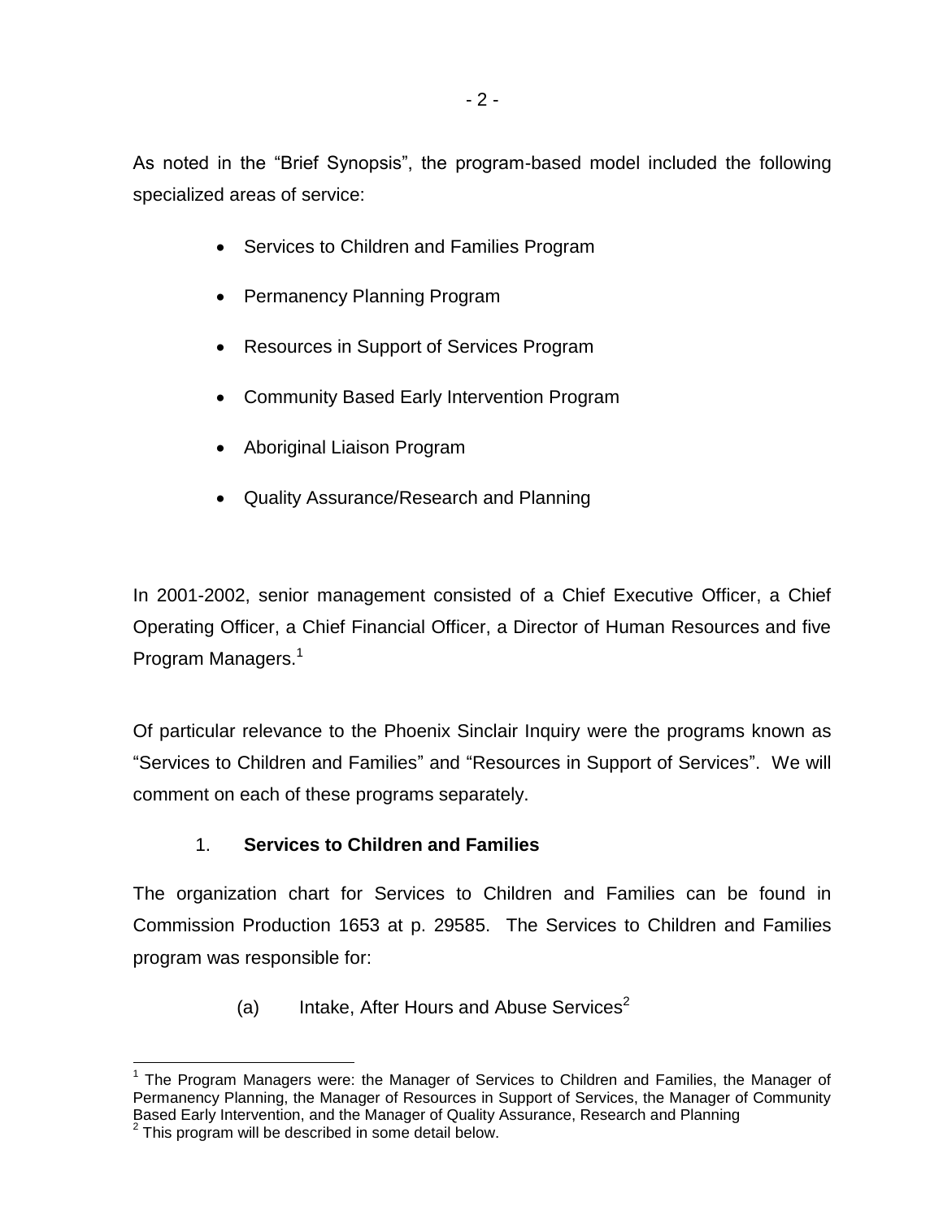As noted in the "Brief Synopsis", the program-based model included the following specialized areas of service:

- Services to Children and Families Program
- Permanency Planning Program
- Resources in Support of Services Program
- Community Based Early Intervention Program
- Aboriginal Liaison Program
- Quality Assurance/Research and Planning

In 2001-2002, senior management consisted of a Chief Executive Officer, a Chief Operating Officer, a Chief Financial Officer, a Director of Human Resources and five Program Managers.[1]

Of particular relevance to the Phoenix Sinclair Inquiry were the programs known as "Services to Children and Families" and "Resources in Support of Services". We will comment on each of these programs separately.

1. **Services to Children and Families**

The organization chart for Services to Children and Families can be found in Commission Production 1653 at p. 29585. The Services to Children and Families program was responsible for:

(a) Intake, After Hours and Abuse Services[2]

---

[1] The Program Managers were: the Manager of Services to Children and Families, the Manager of Permanency Planning, the Manager of Resources in Support of Services, the Manager of Community Based Early Intervention, and the Manager of Quality Assurance, Research and Planning

[2] This program will be described in some detail below.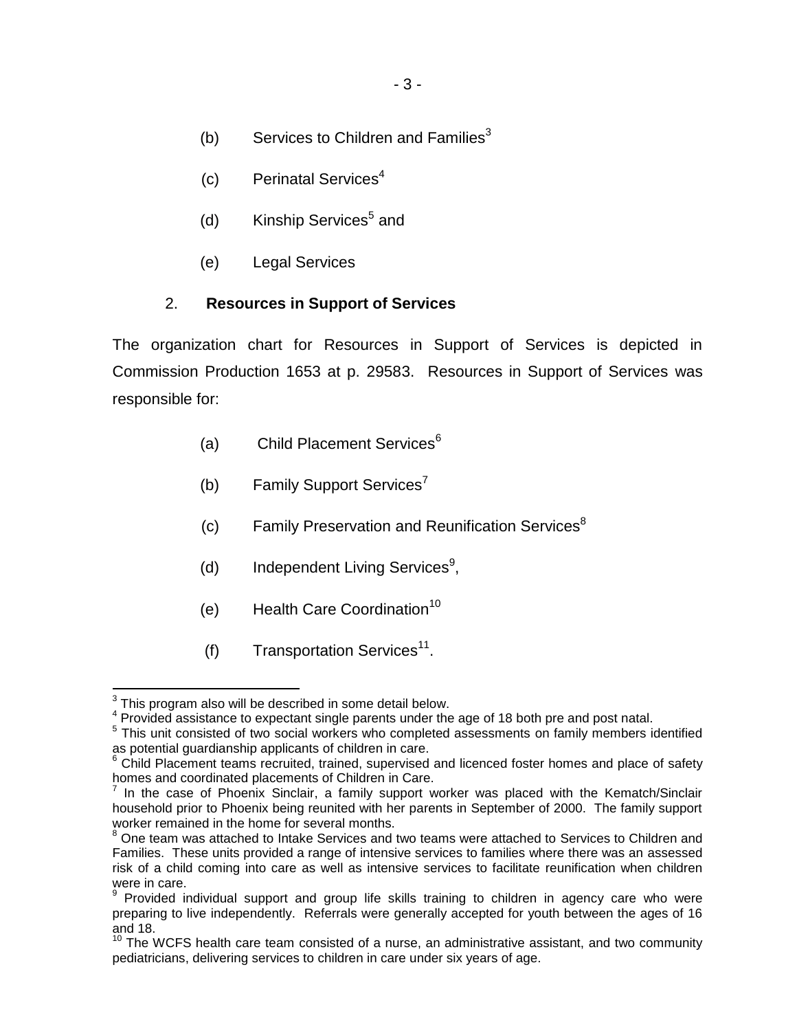(b) Services to Children and Families[3]

(c) Perinatal Services[4]

(d) Kinship Services[5] and

(e) Legal Services

2. **Resources in Support of Services**

The organization chart for Resources in Support of Services is depicted in Commission Production 1653 at p. 29583. Resources in Support of Services was responsible for:

(a) Child Placement Services[6]

(b) Family Support Services[7]

(c) Family Preservation and Reunification Services[8]

(d) Independent Living Services[9],

(e) Health Care Coordination[10]

(f) Transportation Services[11].

---

[3] This program also will be described in some detail below.

[4] Provided assistance to expectant single parents under the age of 18 both pre and post natal.

[5] This unit consisted of two social workers who completed assessments on family members identified as potential guardianship applicants of children in care.

[6] Child Placement teams recruited, trained, supervised and licenced foster homes and place of safety homes and coordinated placements of Children in Care.

[7] In the case of Phoenix Sinclair, a family support worker was placed with the Kematch/Sinclair household prior to Phoenix being reunited with her parents in September of 2000. The family support worker remained in the home for several months.

[8] One team was attached to Intake Services and two teams were attached to Services to Children and Families. These units provided a range of intensive services to families where there was an assessed risk of a child coming into care as well as intensive services to facilitate reunification when children were in care.

[9] Provided individual support and group life skills training to children in agency care who were preparing to live independently. Referrals were generally accepted for youth between the ages of 16 and 18.

[10] The WCFS health care team consisted of a nurse, an administrative assistant, and two community pediatricians, delivering services to children in care under six years of age.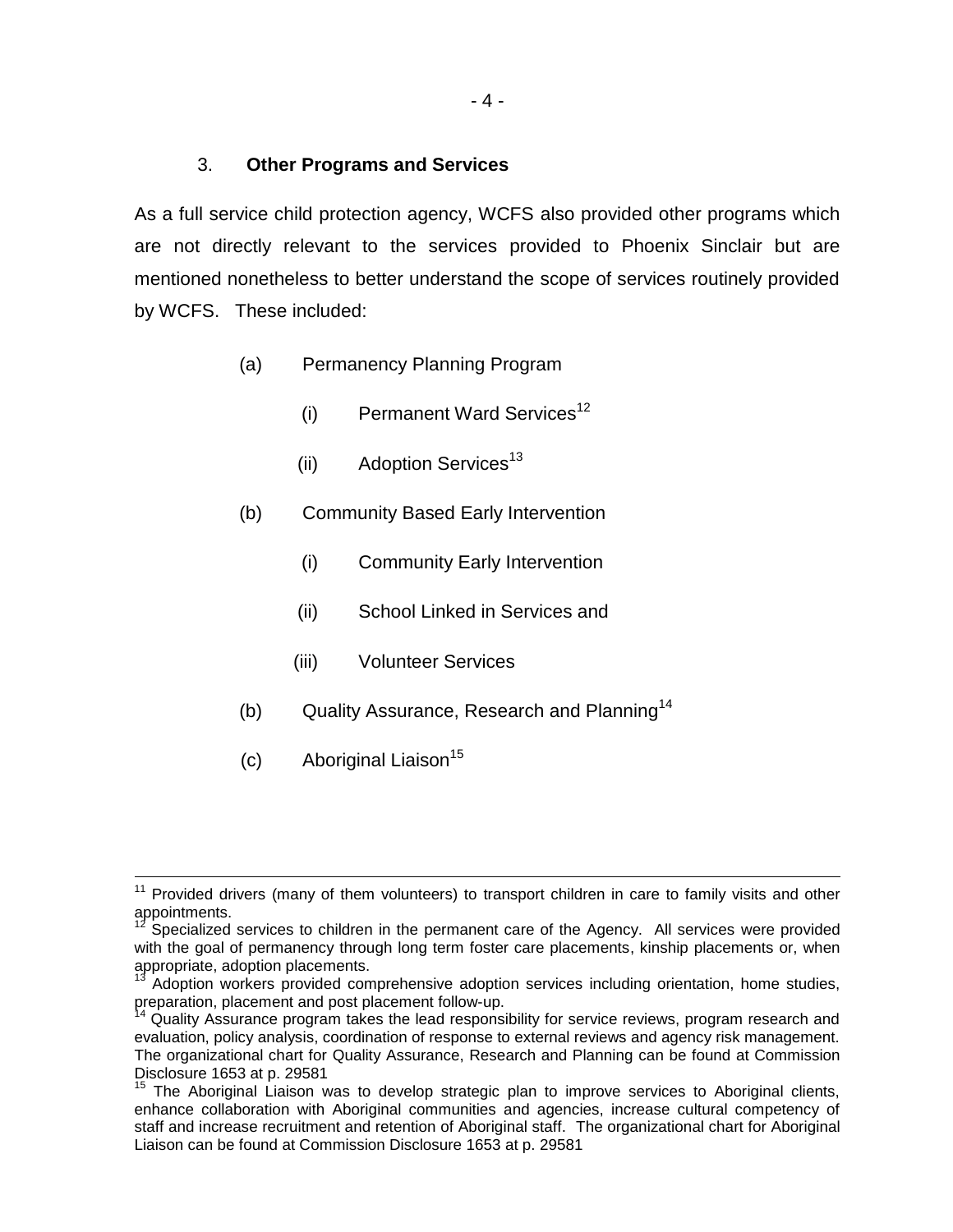### 3. **Other Programs and Services**

As a full service child protection agency, WCFS also provided other programs which are not directly relevant to the services provided to Phoenix Sinclair but are mentioned nonetheless to better understand the scope of services routinely provided by WCFS. These included:

(a) Permanency Planning Program

- (i) Permanent Ward Services[12]
- (ii) Adoption Services[13]

(b) Community Based Early Intervention

- (i) Community Early Intervention
- (ii) School Linked in Services and
- (iii) Volunteer Services

(b) Quality Assurance, Research and Planning[14]

(c) Aboriginal Liaison[15]

---

[11] Provided drivers (many of them volunteers) to transport children in care to family visits and other appointments.

[12] Specialized services to children in the permanent care of the Agency. All services were provided with the goal of permanency through long term foster care placements, kinship placements or, when appropriate, adoption placements.

[13] Adoption workers provided comprehensive adoption services including orientation, home studies, preparation, placement and post placement follow-up.

[14] Quality Assurance program takes the lead responsibility for service reviews, program research and evaluation, policy analysis, coordination of response to external reviews and agency risk management. The organizational chart for Quality Assurance, Research and Planning can be found at Commission Disclosure 1653 at p. 29581

[15] The Aboriginal Liaison was to develop strategic plan to improve services to Aboriginal clients, enhance collaboration with Aboriginal communities and agencies, increase cultural competency of staff and increase recruitment and retention of Aboriginal staff. The organizational chart for Aboriginal Liaison can be found at Commission Disclosure 1653 at p. 29581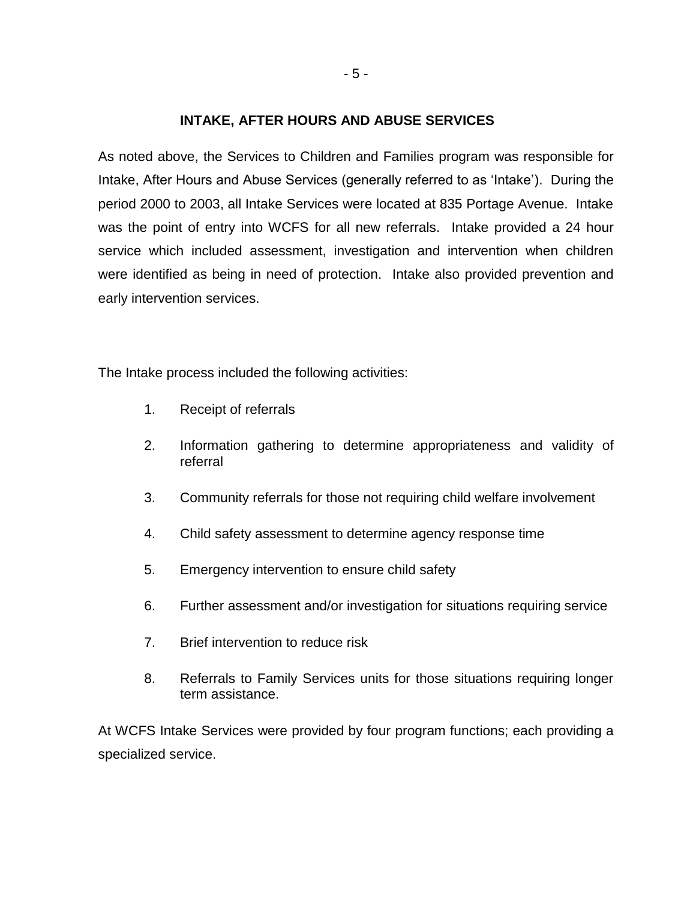## INTAKE, AFTER HOURS AND ABUSE SERVICES

As noted above, the Services to Children and Families program was responsible for Intake, After Hours and Abuse Services (generally referred to as 'Intake'). During the period 2000 to 2003, all Intake Services were located at 835 Portage Avenue. Intake was the point of entry into WCFS for all new referrals. Intake provided a 24 hour service which included assessment, investigation and intervention when children were identified as being in need of protection. Intake also provided prevention and early intervention services.

The Intake process included the following activities:

1. Receipt of referrals
2. Information gathering to determine appropriateness and validity of referral
3. Community referrals for those not requiring child welfare involvement
4. Child safety assessment to determine agency response time
5. Emergency intervention to ensure child safety
6. Further assessment and/or investigation for situations requiring service
7. Brief intervention to reduce risk
8. Referrals to Family Services units for those situations requiring longer term assistance.

At WCFS Intake Services were provided by four program functions; each providing a specialized service.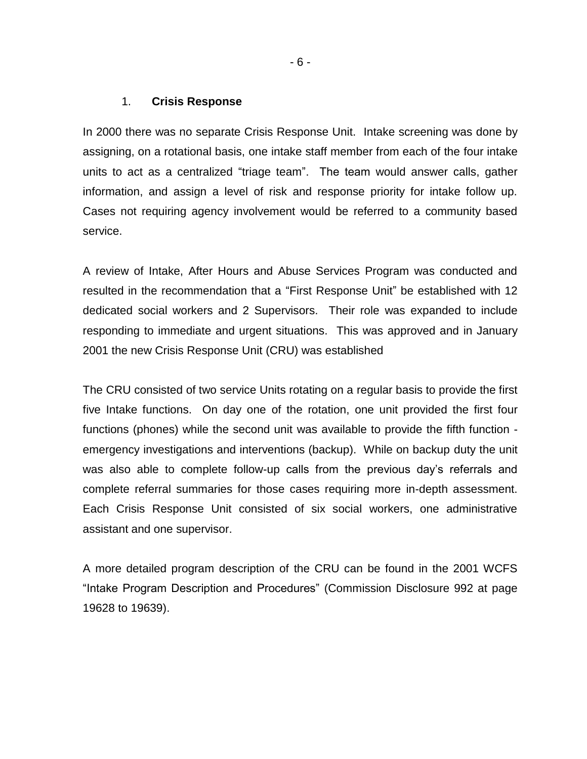## 1. **Crisis Response**

In 2000 there was no separate Crisis Response Unit. Intake screening was done by assigning, on a rotational basis, one intake staff member from each of the four intake units to act as a centralized "triage team". The team would answer calls, gather information, and assign a level of risk and response priority for intake follow up. Cases not requiring agency involvement would be referred to a community based service.

A review of Intake, After Hours and Abuse Services Program was conducted and resulted in the recommendation that a "First Response Unit" be established with 12 dedicated social workers and 2 Supervisors. Their role was expanded to include responding to immediate and urgent situations. This was approved and in January 2001 the new Crisis Response Unit (CRU) was established

The CRU consisted of two service Units rotating on a regular basis to provide the first five Intake functions. On day one of the rotation, one unit provided the first four functions (phones) while the second unit was available to provide the fifth function - emergency investigations and interventions (backup). While on backup duty the unit was also able to complete follow-up calls from the previous day's referrals and complete referral summaries for those cases requiring more in-depth assessment. Each Crisis Response Unit consisted of six social workers, one administrative assistant and one supervisor.

A more detailed program description of the CRU can be found in the 2001 WCFS "Intake Program Description and Procedures" (Commission Disclosure 992 at page 19628 to 19639).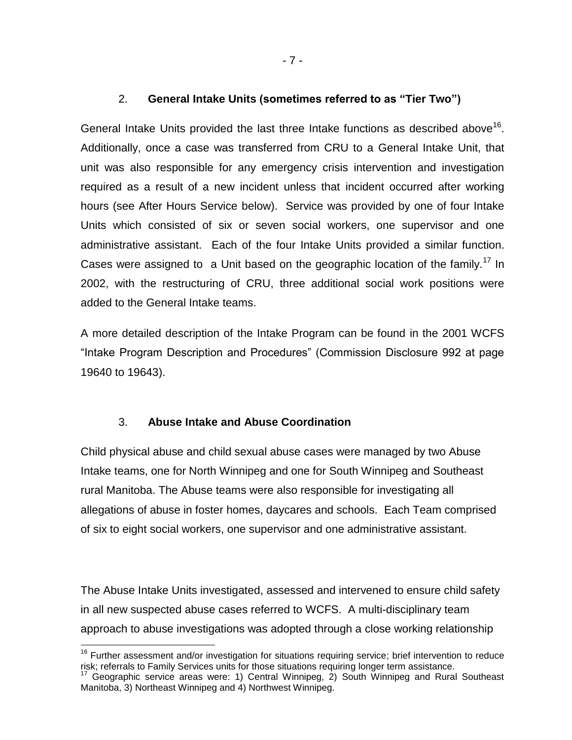### 2. **General Intake Units (sometimes referred to as "Tier Two")**

General Intake Units provided the last three Intake functions as described above[16]. Additionally, once a case was transferred from CRU to a General Intake Unit, that unit was also responsible for any emergency crisis intervention and investigation required as a result of a new incident unless that incident occurred after working hours (see After Hours Service below). Service was provided by one of four Intake Units which consisted of six or seven social workers, one supervisor and one administrative assistant. Each of the four Intake Units provided a similar function. Cases were assigned to a Unit based on the geographic location of the family.[17] In 2002, with the restructuring of CRU, three additional social work positions were added to the General Intake teams.

A more detailed description of the Intake Program can be found in the 2001 WCFS "Intake Program Description and Procedures" (Commission Disclosure 992 at page 19640 to 19643).

### 3. **Abuse Intake and Abuse Coordination**

Child physical abuse and child sexual abuse cases were managed by two Abuse Intake teams, one for North Winnipeg and one for South Winnipeg and Southeast rural Manitoba. The Abuse teams were also responsible for investigating all allegations of abuse in foster homes, daycares and schools. Each Team comprised of six to eight social workers, one supervisor and one administrative assistant.

The Abuse Intake Units investigated, assessed and intervened to ensure child safety in all new suspected abuse cases referred to WCFS. A multi-disciplinary team approach to abuse investigations was adopted through a close working relationship

---

[16] Further assessment and/or investigation for situations requiring service; brief intervention to reduce risk; referrals to Family Services units for those situations requiring longer term assistance.

[17] Geographic service areas were: 1) Central Winnipeg, 2) South Winnipeg and Rural Southeast Manitoba, 3) Northeast Winnipeg and 4) Northwest Winnipeg.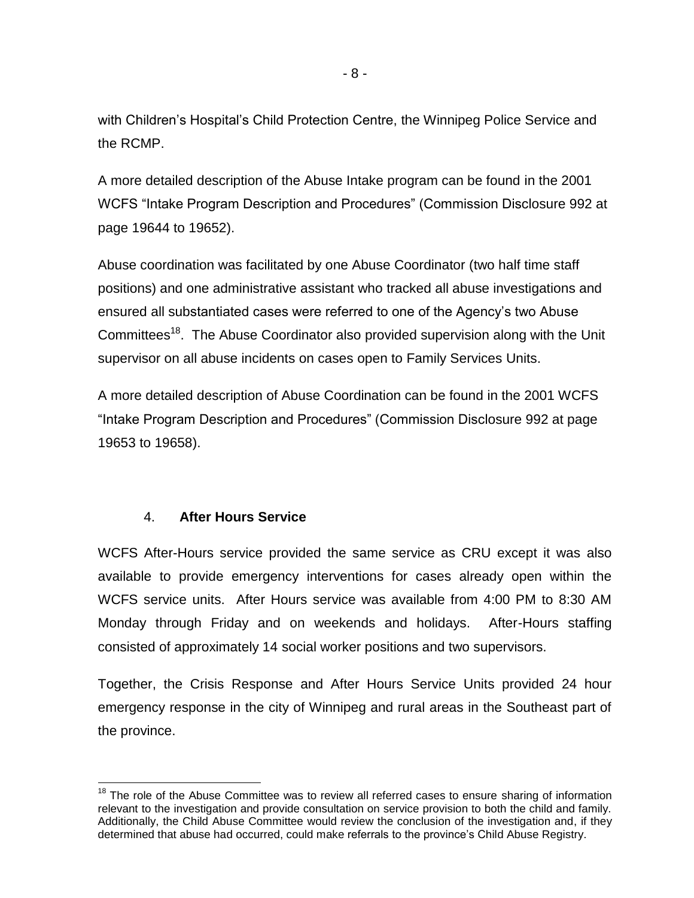with Children's Hospital's Child Protection Centre, the Winnipeg Police Service and the RCMP.

A more detailed description of the Abuse Intake program can be found in the 2001 WCFS "Intake Program Description and Procedures" (Commission Disclosure 992 at page 19644 to 19652).

Abuse coordination was facilitated by one Abuse Coordinator (two half time staff positions) and one administrative assistant who tracked all abuse investigations and ensured all substantiated cases were referred to one of the Agency's two Abuse Committees[18]. The Abuse Coordinator also provided supervision along with the Unit supervisor on all abuse incidents on cases open to Family Services Units.

A more detailed description of Abuse Coordination can be found in the 2001 WCFS "Intake Program Description and Procedures" (Commission Disclosure 992 at page 19653 to 19658).

### 4. **After Hours Service**

WCFS After-Hours service provided the same service as CRU except it was also available to provide emergency interventions for cases already open within the WCFS service units. After Hours service was available from 4:00 PM to 8:30 AM Monday through Friday and on weekends and holidays. After-Hours staffing consisted of approximately 14 social worker positions and two supervisors.

Together, the Crisis Response and After Hours Service Units provided 24 hour emergency response in the city of Winnipeg and rural areas in the Southeast part of the province.

---

[18] The role of the Abuse Committee was to review all referred cases to ensure sharing of information relevant to the investigation and provide consultation on service provision to both the child and family. Additionally, the Child Abuse Committee would review the conclusion of the investigation and, if they determined that abuse had occurred, could make referrals to the province's Child Abuse Registry.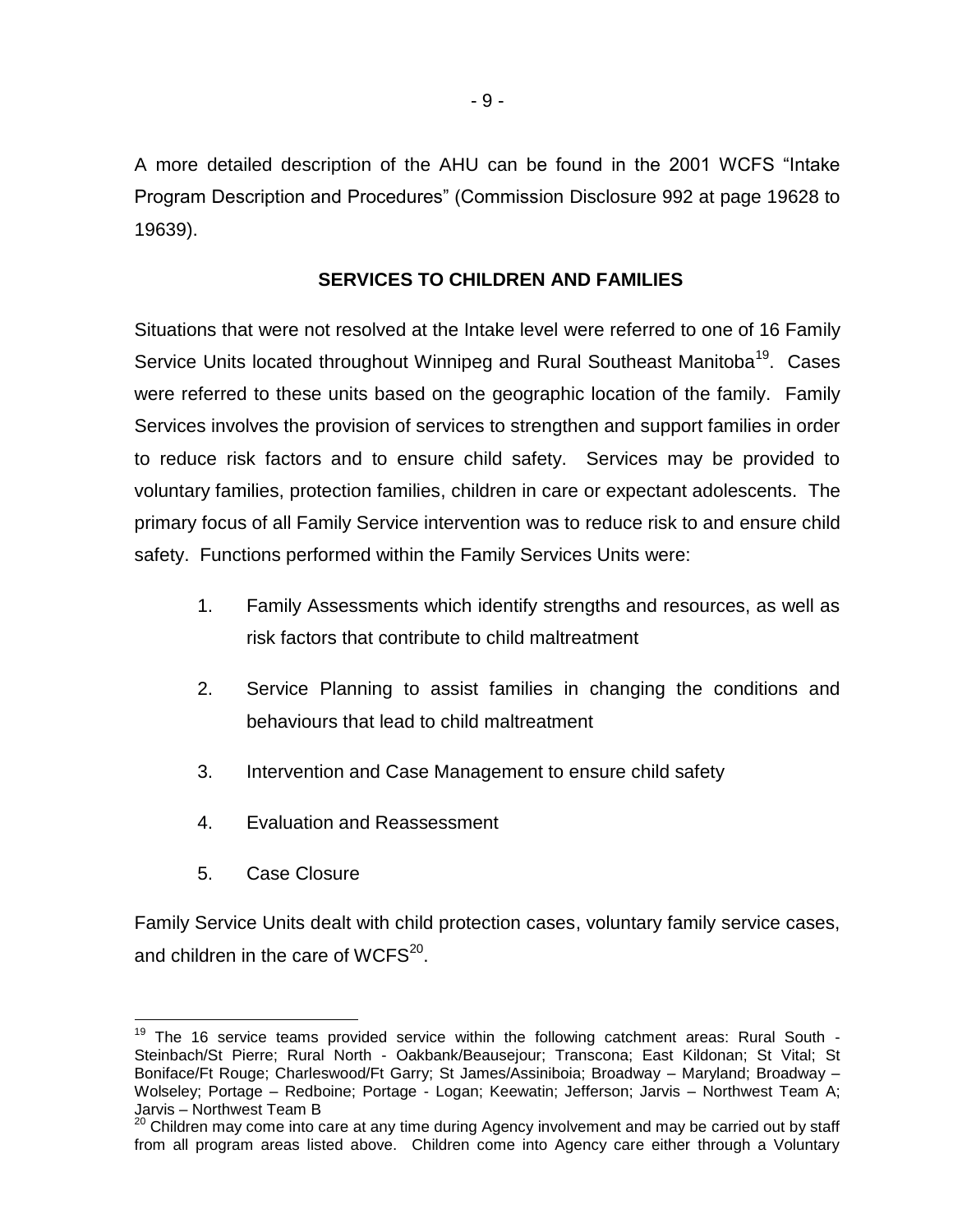A more detailed description of the AHU can be found in the 2001 WCFS "Intake Program Description and Procedures" (Commission Disclosure 992 at page 19628 to 19639).

## SERVICES TO CHILDREN AND FAMILIES

Situations that were not resolved at the Intake level were referred to one of 16 Family Service Units located throughout Winnipeg and Rural Southeast Manitoba[19]. Cases were referred to these units based on the geographic location of the family. Family Services involves the provision of services to strengthen and support families in order to reduce risk factors and to ensure child safety. Services may be provided to voluntary families, protection families, children in care or expectant adolescents. The primary focus of all Family Service intervention was to reduce risk to and ensure child safety. Functions performed within the Family Services Units were:

1. Family Assessments which identify strengths and resources, as well as risk factors that contribute to child maltreatment
2. Service Planning to assist families in changing the conditions and behaviours that lead to child maltreatment
3. Intervention and Case Management to ensure child safety
4. Evaluation and Reassessment
5. Case Closure

Family Service Units dealt with child protection cases, voluntary family service cases, and children in the care of WCFS[20].

---

[19] The 16 service teams provided service within the following catchment areas: Rural South - Steinbach/St Pierre; Rural North - Oakbank/Beausejour; Transcona; East Kildonan; St Vital; St Boniface/Ft Rouge; Charleswood/Ft Garry; St James/Assiniboia; Broadway – Maryland; Broadway – Wolseley; Portage – Redboine; Portage - Logan; Keewatin; Jefferson; Jarvis – Northwest Team A; Jarvis – Northwest Team B

[20] Children may come into care at any time during Agency involvement and may be carried out by staff from all program areas listed above. Children come into Agency care either through a Voluntary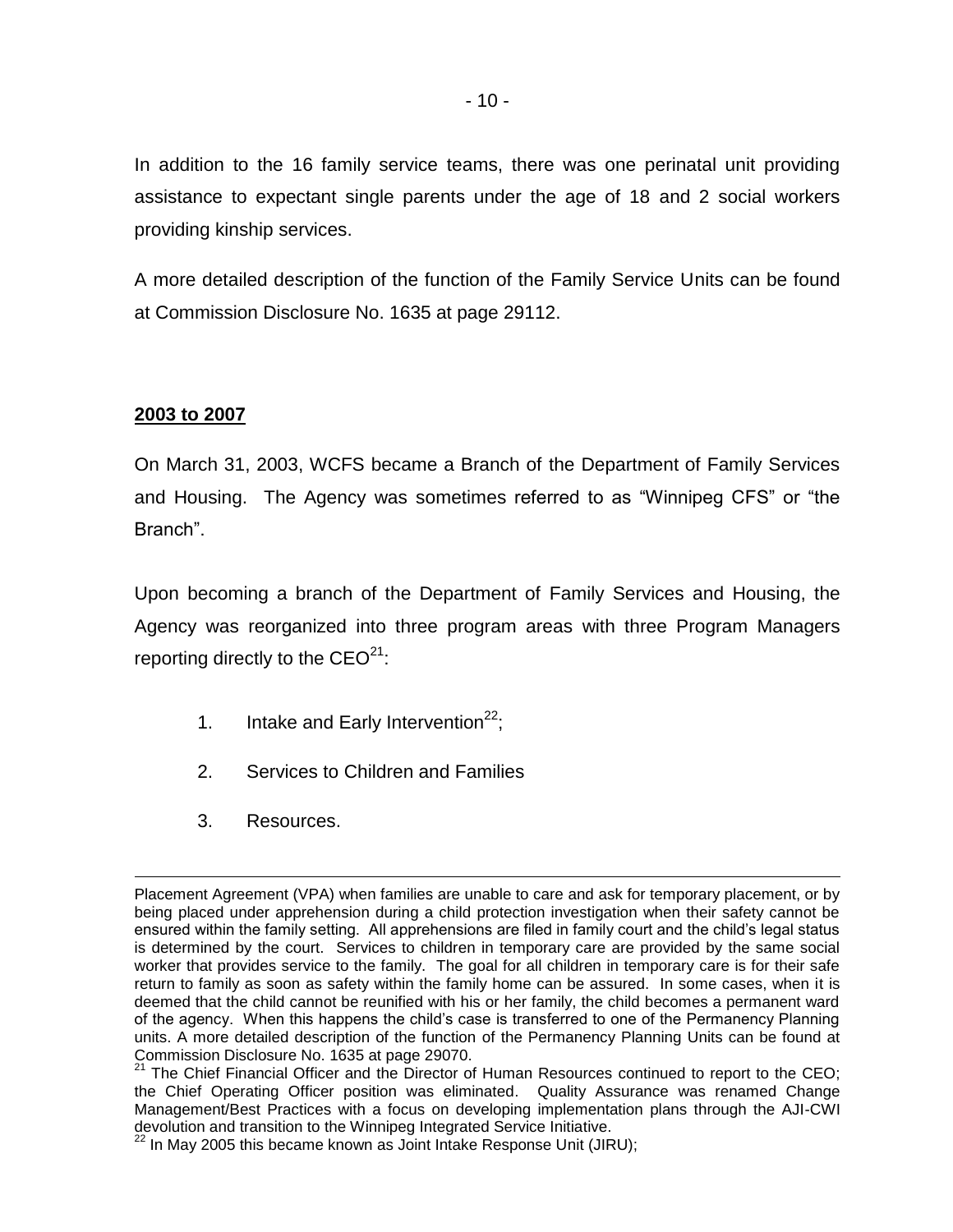In addition to the 16 family service teams, there was one perinatal unit providing assistance to expectant single parents under the age of 18 and 2 social workers providing kinship services.

A more detailed description of the function of the Family Service Units can be found at Commission Disclosure No. 1635 at page 29112.

**2003 to 2007**

On March 31, 2003, WCFS became a Branch of the Department of Family Services and Housing. The Agency was sometimes referred to as "Winnipeg CFS" or "the Branch".

Upon becoming a branch of the Department of Family Services and Housing, the Agency was reorganized into three program areas with three Program Managers reporting directly to the CEO[21]:

1. Intake and Early Intervention[22];
2. Services to Children and Families
3. Resources.

---

Placement Agreement (VPA) when families are unable to care and ask for temporary placement, or by being placed under apprehension during a child protection investigation when their safety cannot be ensured within the family setting. All apprehensions are filed in family court and the child's legal status is determined by the court. Services to children in temporary care are provided by the same social worker that provides service to the family. The goal for all children in temporary care is for their safe return to family as soon as safety within the family home can be assured. In some cases, when it is deemed that the child cannot be reunified with his or her family, the child becomes a permanent ward of the agency. When this happens the child's case is transferred to one of the Permanency Planning units. A more detailed description of the function of the Permanency Planning Units can be found at Commission Disclosure No. 1635 at page 29070.

[21] The Chief Financial Officer and the Director of Human Resources continued to report to the CEO; the Chief Operating Officer position was eliminated. Quality Assurance was renamed Change Management/Best Practices with a focus on developing implementation plans through the AJI-CWI devolution and transition to the Winnipeg Integrated Service Initiative.

[22] In May 2005 this became known as Joint Intake Response Unit (JIRU);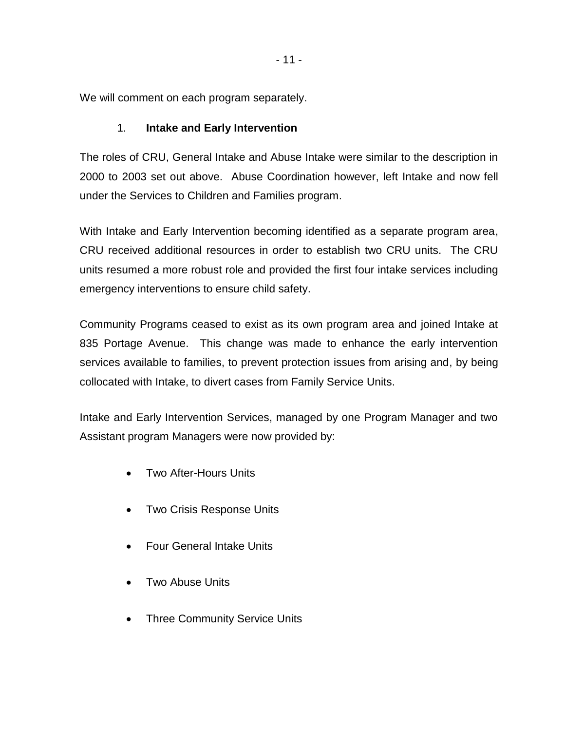We will comment on each program separately.

### 1. Intake and Early Intervention

The roles of CRU, General Intake and Abuse Intake were similar to the description in 2000 to 2003 set out above. Abuse Coordination however, left Intake and now fell under the Services to Children and Families program.

With Intake and Early Intervention becoming identified as a separate program area, CRU received additional resources in order to establish two CRU units. The CRU units resumed a more robust role and provided the first four intake services including emergency interventions to ensure child safety.

Community Programs ceased to exist as its own program area and joined Intake at 835 Portage Avenue. This change was made to enhance the early intervention services available to families, to prevent protection issues from arising and, by being collocated with Intake, to divert cases from Family Service Units.

Intake and Early Intervention Services, managed by one Program Manager and two Assistant program Managers were now provided by:

- Two After-Hours Units
- Two Crisis Response Units
- Four General Intake Units
- Two Abuse Units
- Three Community Service Units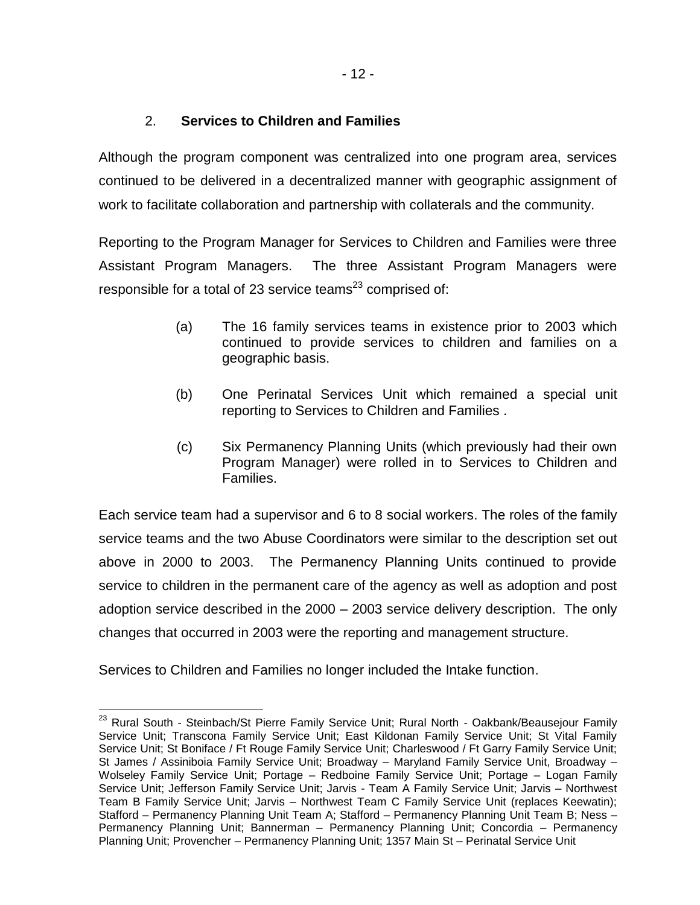## 2. **Services to Children and Families**

Although the program component was centralized into one program area, services continued to be delivered in a decentralized manner with geographic assignment of work to facilitate collaboration and partnership with collaterals and the community.

Reporting to the Program Manager for Services to Children and Families were three Assistant Program Managers. The three Assistant Program Managers were responsible for a total of 23 service teams[23] comprised of:

(a) The 16 family services teams in existence prior to 2003 which continued to provide services to children and families on a geographic basis.

(b) One Perinatal Services Unit which remained a special unit reporting to Services to Children and Families .

(c) Six Permanency Planning Units (which previously had their own Program Manager) were rolled in to Services to Children and Families.

Each service team had a supervisor and 6 to 8 social workers. The roles of the family service teams and the two Abuse Coordinators were similar to the description set out above in 2000 to 2003. The Permanency Planning Units continued to provide service to children in the permanent care of the agency as well as adoption and post adoption service described in the 2000 – 2003 service delivery description. The only changes that occurred in 2003 were the reporting and management structure.

Services to Children and Families no longer included the Intake function.

---

[23] Rural South - Steinbach/St Pierre Family Service Unit; Rural North - Oakbank/Beausejour Family Service Unit; Transcona Family Service Unit; East Kildonan Family Service Unit; St Vital Family Service Unit; St Boniface / Ft Rouge Family Service Unit; Charleswood / Ft Garry Family Service Unit; St James / Assiniboia Family Service Unit; Broadway – Maryland Family Service Unit, Broadway – Wolseley Family Service Unit; Portage – Redboine Family Service Unit; Portage – Logan Family Service Unit; Jefferson Family Service Unit; Jarvis - Team A Family Service Unit; Jarvis – Northwest Team B Family Service Unit; Jarvis – Northwest Team C Family Service Unit (replaces Keewatin); Stafford – Permanency Planning Unit Team A; Stafford – Permanency Planning Unit Team B; Ness – Permanency Planning Unit; Bannerman – Permanency Planning Unit; Concordia – Permanency Planning Unit; Provencher – Permanency Planning Unit; 1357 Main St – Perinatal Service Unit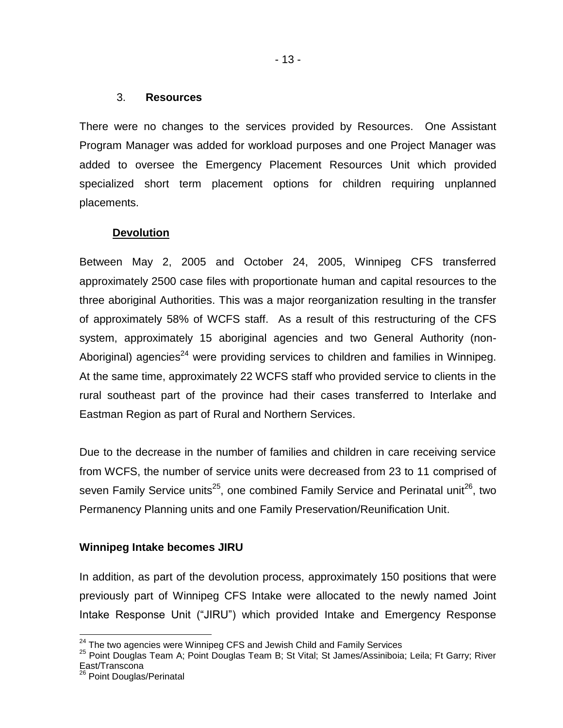### 3. **Resources**

There were no changes to the services provided by Resources. One Assistant Program Manager was added for workload purposes and one Project Manager was added to oversee the Emergency Placement Resources Unit which provided specialized short term placement options for children requiring unplanned placements.

**Devolution**

Between May 2, 2005 and October 24, 2005, Winnipeg CFS transferred approximately 2500 case files with proportionate human and capital resources to the three aboriginal Authorities. This was a major reorganization resulting in the transfer of approximately 58% of WCFS staff. As a result of this restructuring of the CFS system, approximately 15 aboriginal agencies and two General Authority (non-Aboriginal) agencies[24] were providing services to children and families in Winnipeg. At the same time, approximately 22 WCFS staff who provided service to clients in the rural southeast part of the province had their cases transferred to Interlake and Eastman Region as part of Rural and Northern Services.

Due to the decrease in the number of families and children in care receiving service from WCFS, the number of service units were decreased from 23 to 11 comprised of seven Family Service units[25], one combined Family Service and Perinatal unit[26], two Permanency Planning units and one Family Preservation/Reunification Unit.

**Winnipeg Intake becomes JIRU**

In addition, as part of the devolution process, approximately 150 positions that were previously part of Winnipeg CFS Intake were allocated to the newly named Joint Intake Response Unit ("JIRU") which provided Intake and Emergency Response

---

[24] The two agencies were Winnipeg CFS and Jewish Child and Family Services

[25] Point Douglas Team A; Point Douglas Team B; St Vital; St James/Assiniboia; Leila; Ft Garry; River East/Transcona

[26] Point Douglas/Perinatal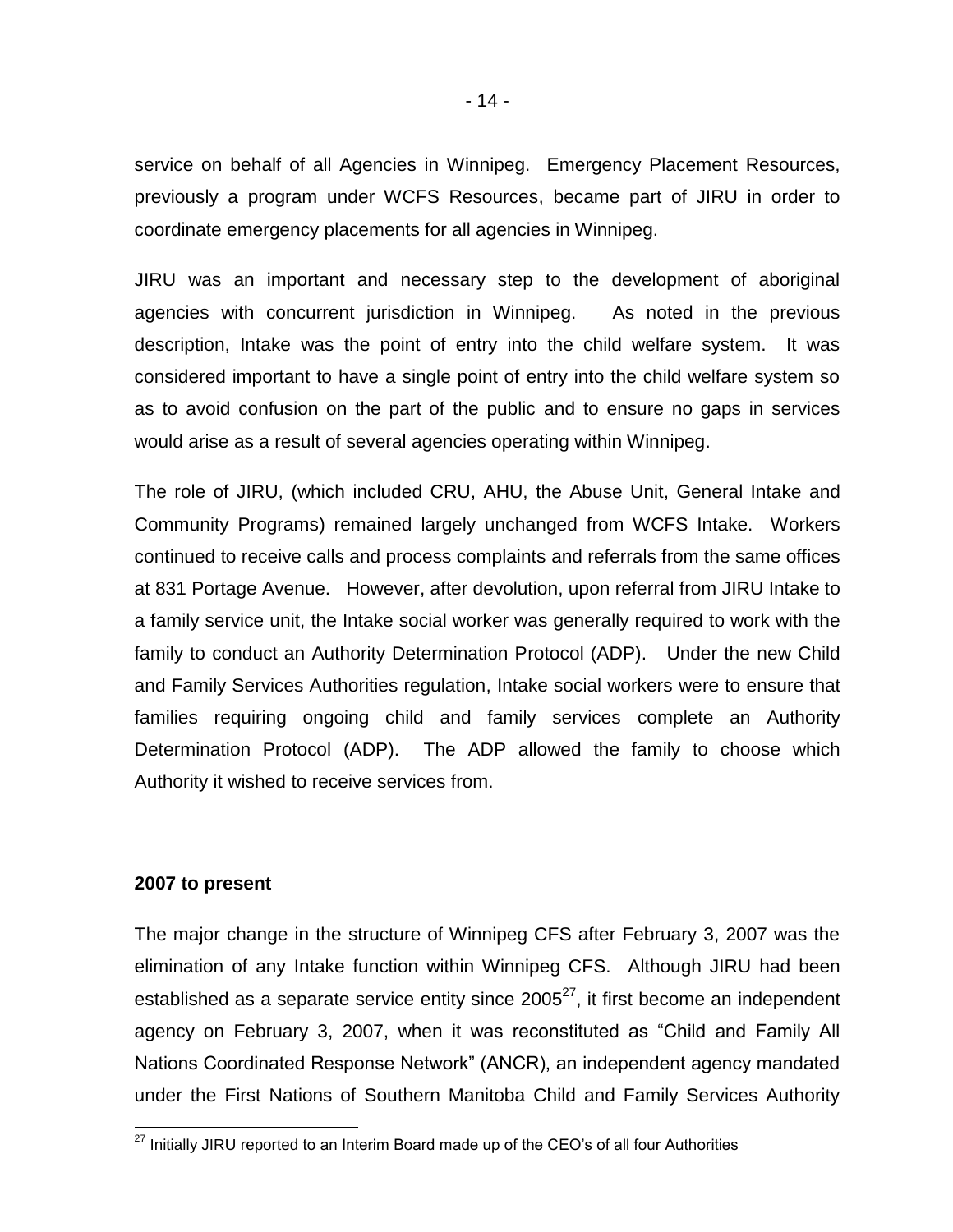service on behalf of all Agencies in Winnipeg. Emergency Placement Resources, previously a program under WCFS Resources, became part of JIRU in order to coordinate emergency placements for all agencies in Winnipeg.

JIRU was an important and necessary step to the development of aboriginal agencies with concurrent jurisdiction in Winnipeg. As noted in the previous description, Intake was the point of entry into the child welfare system. It was considered important to have a single point of entry into the child welfare system so as to avoid confusion on the part of the public and to ensure no gaps in services would arise as a result of several agencies operating within Winnipeg.

The role of JIRU, (which included CRU, AHU, the Abuse Unit, General Intake and Community Programs) remained largely unchanged from WCFS Intake. Workers continued to receive calls and process complaints and referrals from the same offices at 831 Portage Avenue. However, after devolution, upon referral from JIRU Intake to a family service unit, the Intake social worker was generally required to work with the family to conduct an Authority Determination Protocol (ADP). Under the new Child and Family Services Authorities regulation, Intake social workers were to ensure that families requiring ongoing child and family services complete an Authority Determination Protocol (ADP). The ADP allowed the family to choose which Authority it wished to receive services from.

**2007 to present**

The major change in the structure of Winnipeg CFS after February 3, 2007 was the elimination of any Intake function within Winnipeg CFS. Although JIRU had been established as a separate service entity since 2005[27], it first become an independent agency on February 3, 2007, when it was reconstituted as "Child and Family All Nations Coordinated Response Network" (ANCR), an independent agency mandated under the First Nations of Southern Manitoba Child and Family Services Authority

[27] Initially JIRU reported to an Interim Board made up of the CEO's of all four Authorities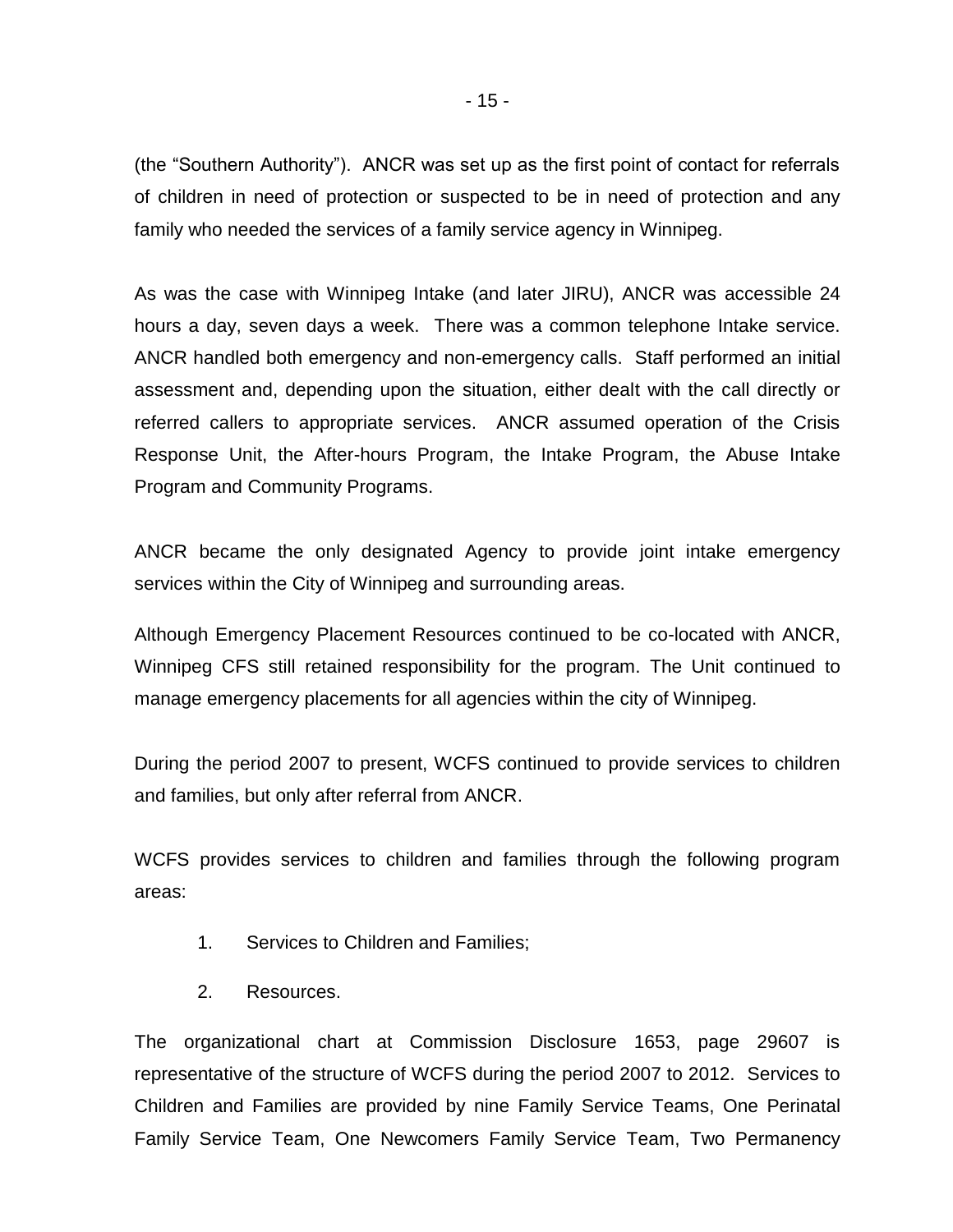(the "Southern Authority"). ANCR was set up as the first point of contact for referrals of children in need of protection or suspected to be in need of protection and any family who needed the services of a family service agency in Winnipeg.

As was the case with Winnipeg Intake (and later JIRU), ANCR was accessible 24 hours a day, seven days a week. There was a common telephone Intake service. ANCR handled both emergency and non-emergency calls. Staff performed an initial assessment and, depending upon the situation, either dealt with the call directly or referred callers to appropriate services. ANCR assumed operation of the Crisis Response Unit, the After-hours Program, the Intake Program, the Abuse Intake Program and Community Programs.

ANCR became the only designated Agency to provide joint intake emergency services within the City of Winnipeg and surrounding areas.

Although Emergency Placement Resources continued to be co-located with ANCR, Winnipeg CFS still retained responsibility for the program. The Unit continued to manage emergency placements for all agencies within the city of Winnipeg.

During the period 2007 to present, WCFS continued to provide services to children and families, but only after referral from ANCR.

WCFS provides services to children and families through the following program areas:

1. Services to Children and Families;
2. Resources.

The organizational chart at Commission Disclosure 1653, page 29607 is representative of the structure of WCFS during the period 2007 to 2012. Services to Children and Families are provided by nine Family Service Teams, One Perinatal Family Service Team, One Newcomers Family Service Team, Two Permanency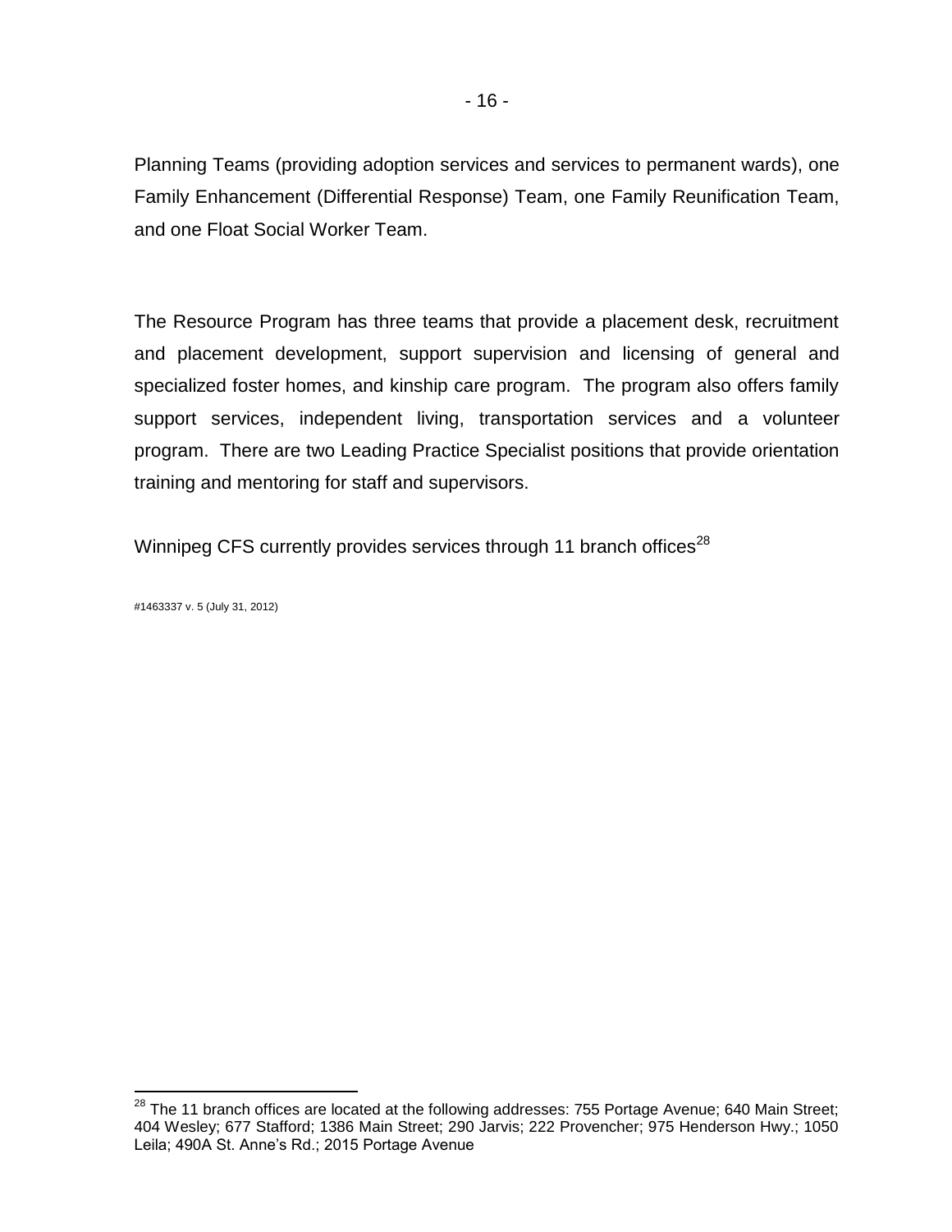Planning Teams (providing adoption services and services to permanent wards), one Family Enhancement (Differential Response) Team, one Family Reunification Team, and one Float Social Worker Team.

The Resource Program has three teams that provide a placement desk, recruitment and placement development, support supervision and licensing of general and specialized foster homes, and kinship care program. The program also offers family support services, independent living, transportation services and a volunteer program. There are two Leading Practice Specialist positions that provide orientation training and mentoring for staff and supervisors.

Winnipeg CFS currently provides services through 11 branch offices[28]

#1463337 v. 5 (July 31, 2012)

[28] The 11 branch offices are located at the following addresses: 755 Portage Avenue; 640 Main Street; 404 Wesley; 677 Stafford; 1386 Main Street; 290 Jarvis; 222 Provencher; 975 Henderson Hwy.; 1050 Leila; 490A St. Anne's Rd.; 2015 Portage Avenue